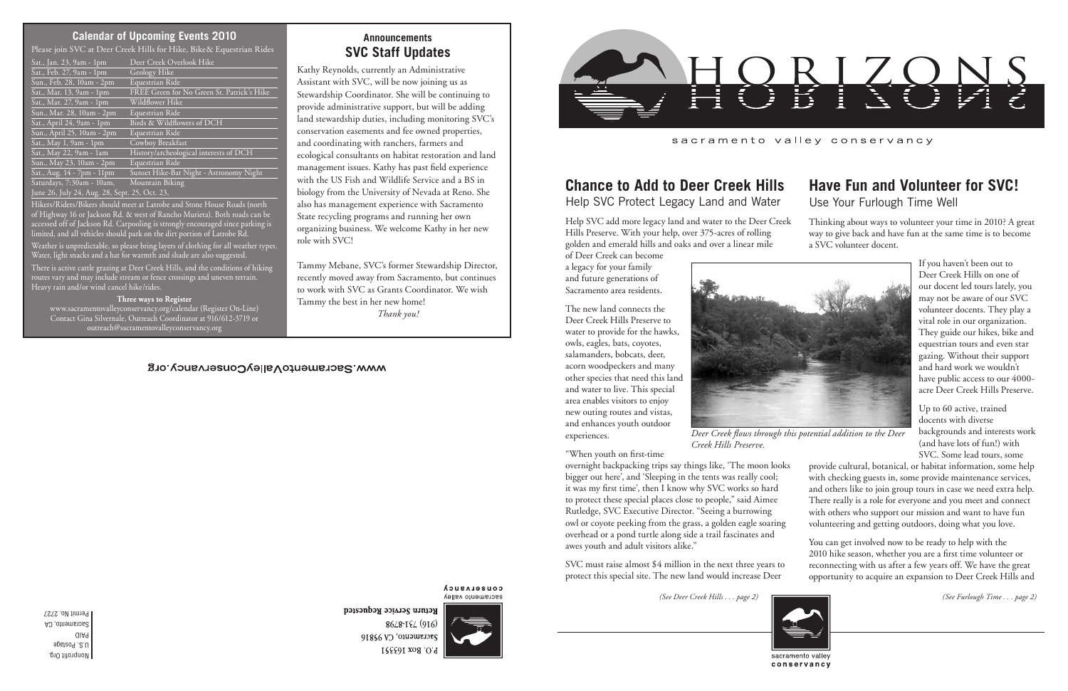## Calendar of Upcoming Events 2010

Please join SVC at Deer Creek Hills for Hike, Bike & Equestrian Rides

| | |
|---|---|
| Sat., Jan. 23, 9am - 1pm | Deer Creek Overlook Hike |
| Sat., Feb. 27, 9am - 1pm | Geology Hike |
| Sun., Feb. 28, 10am - 2pm | Equestrian Ride |
| Sat., Mar. 13, 9am - 1pm | FREE Green for No Green St. Patrick's Hike |
| Sat., Mar. 27, 9am - 1pm | Wildflower Hike |
| Sun., Mar. 28, 10am - 2pm | Equestrian Ride |
| Sat., April 24, 9am - 1pm | Birds & Wildflowers of DCH |
| Sun., April 25, 10am - 2pm | Equestrian Ride |
| Sat., May 1, 9am - 1pm | Cowboy Breakfast |
| Sat., May 22, 9am - 1am | History/archeological interests of DCH |
| Sun., May 23, 10am - 2pm | Equestrian Ride |
| Sat., Aug. 14 - 7pm - 11pm | Sunset Hike-Bat Night - Astronomy Night |
| Saturdays, 7:30am - 10am, | Mountain Biking |
| June 26, July 24, Aug. 28, Sept. 25, Oct. 23, | |

Hikers/Riders/Bikers should meet at Latrobe and Stone House Roads (north of Highway 16 or Jackson Rd. & west of Rancho Murieta). Both roads can be accessed off of Jackson Rd. Carpooling is strongly encouraged since parking is limited, and all vehicles should park on the dirt portion of Latrobe Rd.

Weather is unpredictable, so please bring layers of clothing for all weather types. Water, light snacks and a hat for warmth and shade are also suggested.

There is active cattle grazing at Deer Creek Hills, and the conditions of hiking routes vary and may include stream or fence crossings and uneven terrain. Heavy rain and/or wind cancel hike/rides.

**Three ways to Register**

www.sacramentovalleyconservancy.org/calendar (Register On-Line)
Contact Gina Silvernale, Outreach Coordinator at 916/612-3719 or
outreach@sacramentovalleyconservancy.org

## Announcements
## SVC Staff Updates

Kathy Reynolds, currently an Administrative Assistant with SVC, will be now joining us as Stewardship Coordinator. She will be continuing to provide administrative support, but will be adding land stewardship duties, including monitoring SVC's conservation easements and fee owned properties, and coordinating with ranchers, farmers and ecological consultants on habitat restoration and land management issues. Kathy has past field experience with the US Fish and Wildlife Service and a BS in biology from the University of Nevada at Reno. She also has management experience with Sacramento State recycling programs and running her own organizing business. We welcome Kathy in her new role with SVC!

Tammy Mebane, SVC's former Stewardship Director, recently moved away from Sacramento, but continues to work with SVC as Grants Coordinator. We wish Tammy the best in her new home!

*Thank you!*

www.SacramentoValleyConservancy.org

sacramento valley conservancy
P.O. Box 163351
Sacramento, CA 95816
(916) 731-8798
**Return Service Requested**

Nonprofit Org.
U.S. Postage
PAID
Sacramento, CA
Permit No. 2727

# HORIZONS

sacramento valley conservancy

## Chance to Add to Deer Creek Hills
### Help SVC Protect Legacy Land and Water

Help SVC add more legacy land and water to the Deer Creek Hills Preserve. With your help, over 375-acres of rolling golden and emerald hills and oaks and over a linear mile of Deer Creek can become a legacy for your family and future generations of Sacramento area residents.

The new land connects the Deer Creek Hills Preserve to water to provide for the hawks, owls, eagles, bats, coyotes, salamanders, bobcats, deer, acorn woodpeckers and many other species that need this land and water to live. This special area enables visitors to enjoy new outing routes and vistas, and enhances youth outdoor experiences.

*Deer Creek flows through this potential addition to the Deer Creek Hills Preserve.*

"When youth on first-time overnight backpacking trips say things like, 'The moon looks bigger out here', and 'Sleeping in the tents was really cool; it was my first time', then I know why SVC works so hard to protect these special places close to people," said Aimee Rutledge, SVC Executive Director. "Seeing a burrowing owl or coyote peeking from the grass, a golden eagle soaring overhead or a pond turtle along side a trail fascinates and awes youth and adult visitors alike."

SVC must raise almost $4 million in the next three years to protect this special site. The new land would increase Deer

*(See Deer Creek Hills . . . page 2)*

## Have Fun and Volunteer for SVC!
### Use Your Furlough Time Well

Thinking about ways to volunteer your time in 2010? A great way to give back and have fun at the same time is to become a SVC volunteer docent.

If you haven't been out to Deer Creek Hills on one of our docent led tours lately, you may not be aware of our SVC volunteer docents. They play a vital role in our organization. They guide our hikes, bike and equestrian tours and even star gazing. Without their support and hard work we wouldn't have public access to our 4000-acre Deer Creek Hills Preserve.

Up to 60 active, trained docents with diverse backgrounds and interests work (and have lots of fun!) with SVC. Some lead tours, some provide cultural, botanical, or habitat information, some help with checking guests in, some provide maintenance services, and others like to join group tours in case we need extra help. There really is a role for everyone and you meet and connect with others who support our mission and want to have fun volunteering and getting outdoors, doing what you love.

You can get involved now to be ready to help with the 2010 hike season, whether you are a first time volunteer or reconnecting with us after a few years off. We have the great opportunity to acquire an expansion to Deer Creek Hills and

*(See Furlough Time . . . page 2)*

sacramento valley conservancy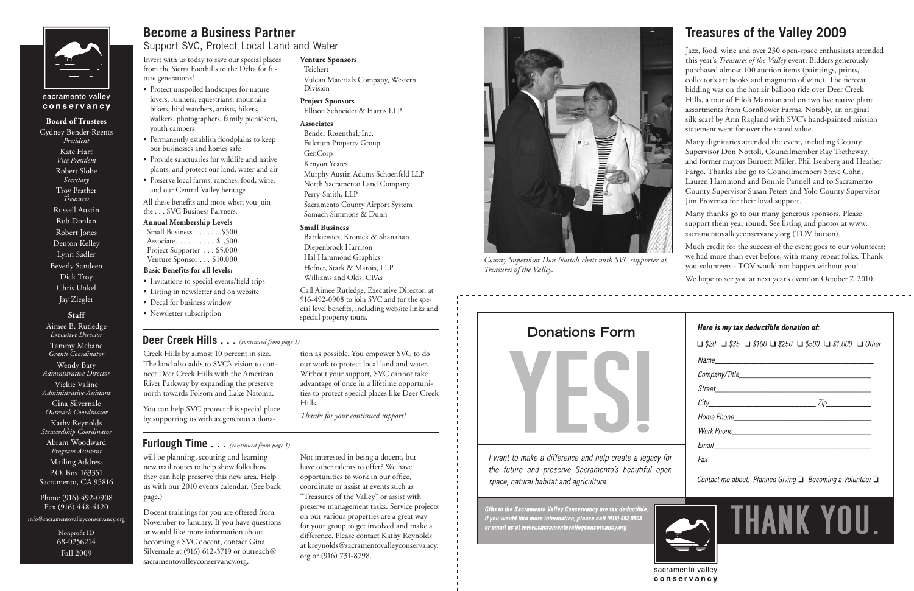sacramento valley
**conservancy**

**Board of Trustees**

Cydney Bender-Reents
*President*

Kate Hart
*Vice President*

Robert Slobe
*Secretary*

Troy Prather
*Treasurer*

Russell Austin

Rob Donlan

Robert Jones

Denton Kelley

Lynn Sadler

Beverly Sandeen

Dick Troy

Chris Unkel

Jay Ziegler

**Staff**

Aimee B. Rutledge
*Executive Director*

Tammy Mebane
*Grants Coordinator*

Wendy Baty
*Administrative Director*

Vickie Valine
*Administrative Assistant*

Gina Silvernale
*Outreach Coordinator*

Kathy Reynolds
*Stewardship Coordinator*

Abram Woodward
*Program Assistant*

Mailing Address
P.O. Box 163351
Sacramento, CA 95816

Phone (916) 492-0908
Fax (916) 448-4120

info@sacramentovalleyconservancy.org

Nonprofit ID
68-0256214

Fall 2009

## Become a Business Partner

### Support SVC, Protect Local Land and Water

Invest with us today to save our special places from the Sierra Foothills to the Delta for future generations!

- Protect unspoiled landscapes for nature lovers, runners, equestrians, mountain bikers, bird watchers, artists, hikers, walkers, photographers, family picnickers, youth campers
- Permanently establish floodplains to keep our businesses and homes safe
- Provide sanctuaries for wildlife and native plants, and protect our land, water and air
- Preserve local farms, ranches, food, wine, and our Central Valley heritage

All these benefits and more when you join the . . . SVC Business Partners.

**Annual Membership Levels**

Small Business. . . . . . . .$500
Associate . . . . . . . . . . $1,500
Project Supporter . . . $5,000
Venture Sponsor . . . $10,000

**Basic Benefits for all levels:**

- Invitations to special events/field trips
- Listing in newsletter and on website
- Decal for business window
- Newsletter subscription

**Venture Sponsors**

Teichert
Vulcan Materials Company, Western Division

**Project Sponsors**

Ellison Schneider & Harris LLP

**Associates**

Bender Rosenthal, Inc.
Fulcrum Property Group
GenCorp
Kenyon Yeates
Murphy Austin Adams Schoenfeld LLP
North Sacramento Land Company
Perry-Smith, LLP
Sacramento County Airport System
Somach Simmons & Dunn

**Small Business**

Bartkiewicz, Kronick & Shanahan
Diepenbrock Harrison
Hal Hammond Graphics
Hefner, Stark & Marois, LLP
Williams and Olds, CPAs

Call Aimee Rutledge, Executive Director, at 916-492-0908 to join SVC and for the special level benefits, including website links and special property tours.

## Deer Creek Hills . . . *(continued from page 1)*

Creek Hills by almost 10 percent in size. The land also adds to SVC's vision to connect Deer Creek Hills with the American River Parkway by expanding the preserve north towards Folsom and Lake Natoma.

You can help SVC protect this special place by supporting us with as generous a donation as possible. You empower SVC to do our work to protect local land and water. Without your support, SVC cannot take advantage of once in a lifetime opportunities to protect special places like Deer Creek Hills.

*Thanks for your continued support!*

## Furlough Time . . . *(continued from page 1)*

will be planning, scouting and learning new trail routes to help show folks how they can help preserve this new area. Help us with our 2010 events calendar. (See back page.)

Docent trainings for you are offered from November to January. If you have questions or would like more information about becoming a SVC docent, contact Gina Silvernale at (916) 612-3719 or outreach@sacramentovalleyconservancy.org.

Not interested in being a docent, but have other talents to offer? We have opportunities to work in our office, coordinate or assist at events such as "Treasures of the Valley" or assist with preserve management tasks. Service projects on our various properties are a great way for your group to get involved and make a difference. Please contact Kathy Reynolds at kreynolds@sacramentovalleyconservancy.org or (916) 731-8798.

*County Supervisor Don Nottoli chats with SVC supporter at Treasures of the Valley.*

## Treasures of the Valley 2009

Jazz, food, wine and over 230 open-space enthusiasts attended this year's *Treasures of the Valley* event. Bidders generously purchased almost 100 auction items (paintings, prints, collector's art books and magnums of wine). The fiercest bidding was on the hot air balloon ride over Deer Creek Hills, a tour of Filoli Mansion and on two live native plant assortments from Cornflower Farms. Notably, an original silk scarf by Ann Ragland with SVC's hand-painted mission statement went for over the stated value.

Many dignitaries attended the event, including County Supervisor Don Nottoli, Councilmember Ray Tretheway, and former mayors Burnett Miller, Phil Isenberg and Heather Fargo. Thanks also go to Councilmembers Steve Cohn, Lauren Hammond and Bonnie Pannell and to Sacramento County Supervisor Susan Peters and Yolo County Supervisor Jim Provenza for their loyal support.

Many thanks go to our many generous sponsors. Please support them year round. See listing and photos at www.sacramentovalleyconservancy.org (TOV button).

Much credit for the success of the event goes to our volunteers; we had more than ever before, with many repeat folks. Thank you volunteers - TOV would not happen without you!

We hope to see you at next year's event on October 7, 2010.

## Donations Form

# YES!

*I want to make a difference and help create a legacy for the future and preserve Sacramento's beautiful open space, natural habitat and agriculture.*

***Gifts to the Sacramento Valley Conservancy are tax deductible. If you would like more information, please call (916) 492.0908 or email us at www.sacramentovalleyconservancy.org***

***Here is my tax deductible donation of:***

❑ $20 ❑ $35 ❑ $100 ❑ $250 ❑ $500 ❑ $1,000 ❑ Other

Name\_\_\_\_\_\_\_\_\_\_\_\_\_\_\_\_\_\_\_\_\_\_\_\_\_\_\_\_\_\_\_\_\_\_\_\_

Company/Title\_\_\_\_\_\_\_\_\_\_\_\_\_\_\_\_\_\_\_\_\_\_\_\_\_\_\_\_\_\_

Street\_\_\_\_\_\_\_\_\_\_\_\_\_\_\_\_\_\_\_\_\_\_\_\_\_\_\_\_\_\_\_\_\_\_\_\_

City\_\_\_\_\_\_\_\_\_\_\_\_\_\_\_\_\_\_\_\_\_\_\_\_ Zip\_\_\_\_\_\_\_\_\_\_

Home Phone\_\_\_\_\_\_\_\_\_\_\_\_\_\_\_\_\_\_\_\_\_\_\_\_\_\_\_\_\_\_\_

Work Phone\_\_\_\_\_\_\_\_\_\_\_\_\_\_\_\_\_\_\_\_\_\_\_\_\_\_\_\_\_\_\_

Email\_\_\_\_\_\_\_\_\_\_\_\_\_\_\_\_\_\_\_\_\_\_\_\_\_\_\_\_\_\_\_\_\_\_\_\_

Fax\_\_\_\_\_\_\_\_\_\_\_\_\_\_\_\_\_\_\_\_\_\_\_\_\_\_\_\_\_\_\_\_\_\_\_\_\_\_

Contact me about: Planned Giving ❑ Becoming a Volunteer ❑

# THANK YOU.

sacramento valley
**conservancy**